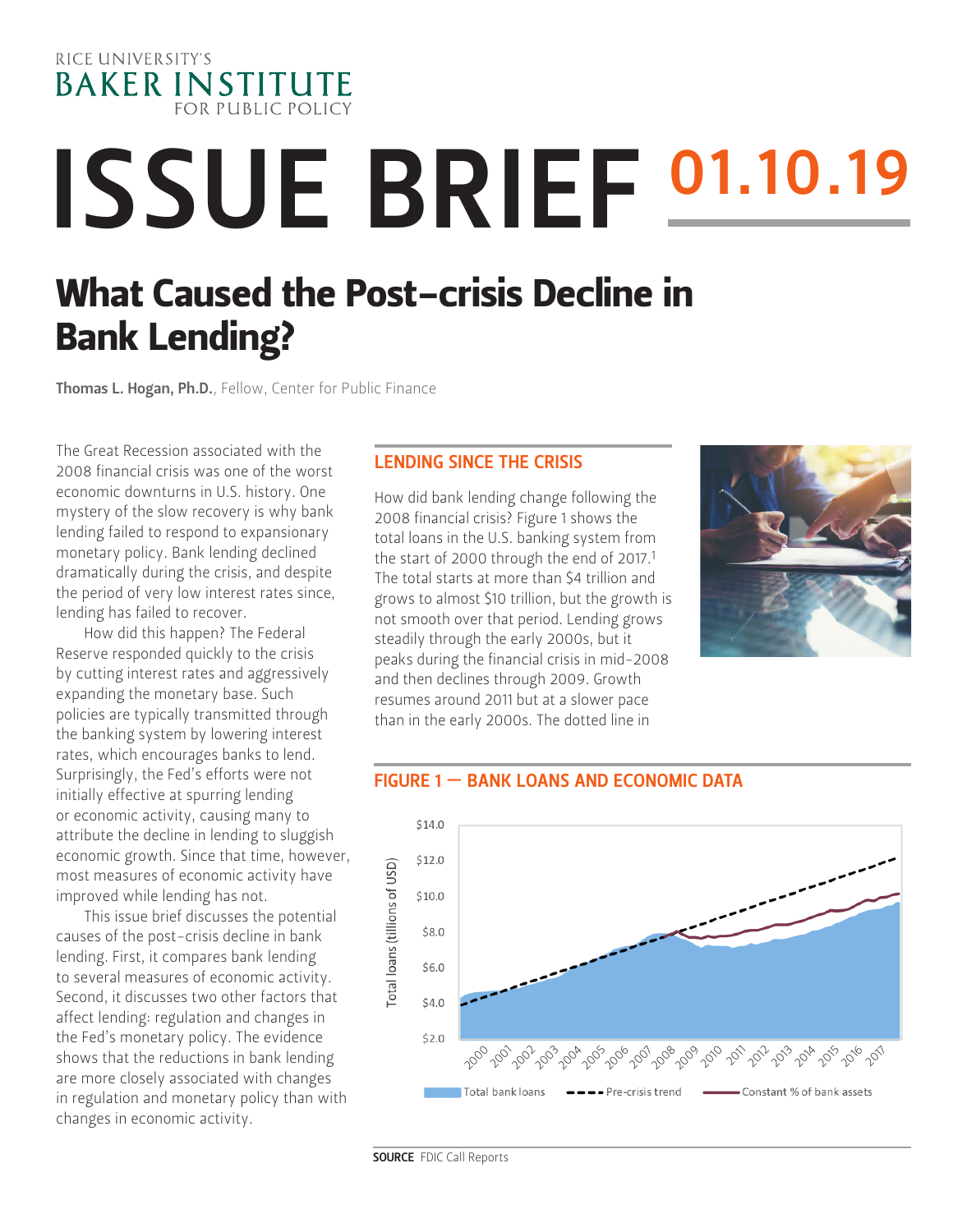RICE UNIVERSITY'S
BAKER INSTITUTE
FOR PUBLIC POLICY

# ISSUE BRIEF 01.10.19

## What Caused the Post-crisis Decline in Bank Lending?

**Thomas L. Hogan, Ph.D.**, Fellow, Center for Public Finance

The Great Recession associated with the 2008 financial crisis was one of the worst economic downturns in U.S. history. One mystery of the slow recovery is why bank lending failed to respond to expansionary monetary policy. Bank lending declined dramatically during the crisis, and despite the period of very low interest rates since, lending has failed to recover.

How did this happen? The Federal Reserve responded quickly to the crisis by cutting interest rates and aggressively expanding the monetary base. Such policies are typically transmitted through the banking system by lowering interest rates, which encourages banks to lend. Surprisingly, the Fed's efforts were not initially effective at spurring lending or economic activity, causing many to attribute the decline in lending to sluggish economic growth. Since that time, however, most measures of economic activity have improved while lending has not.

This issue brief discusses the potential causes of the post-crisis decline in bank lending. First, it compares bank lending to several measures of economic activity. Second, it discusses two other factors that affect lending: regulation and changes in the Fed's monetary policy. The evidence shows that the reductions in bank lending are more closely associated with changes in regulation and monetary policy than with changes in economic activity.

### LENDING SINCE THE CRISIS

How did bank lending change following the 2008 financial crisis? Figure 1 shows the total loans in the U.S. banking system from the start of 2000 through the end of 2017.[1] The total starts at more than $4 trillion and grows to almost $10 trillion, but the growth is not smooth over that period. Lending grows steadily through the early 2000s, but it peaks during the financial crisis in mid-2008 and then declines through 2009. Growth resumes around 2011 but at a slower pace than in the early 2000s. The dotted line in

### FIGURE 1 — BANK LOANS AND ECONOMIC DATA

**SOURCE** FDIC Call Reports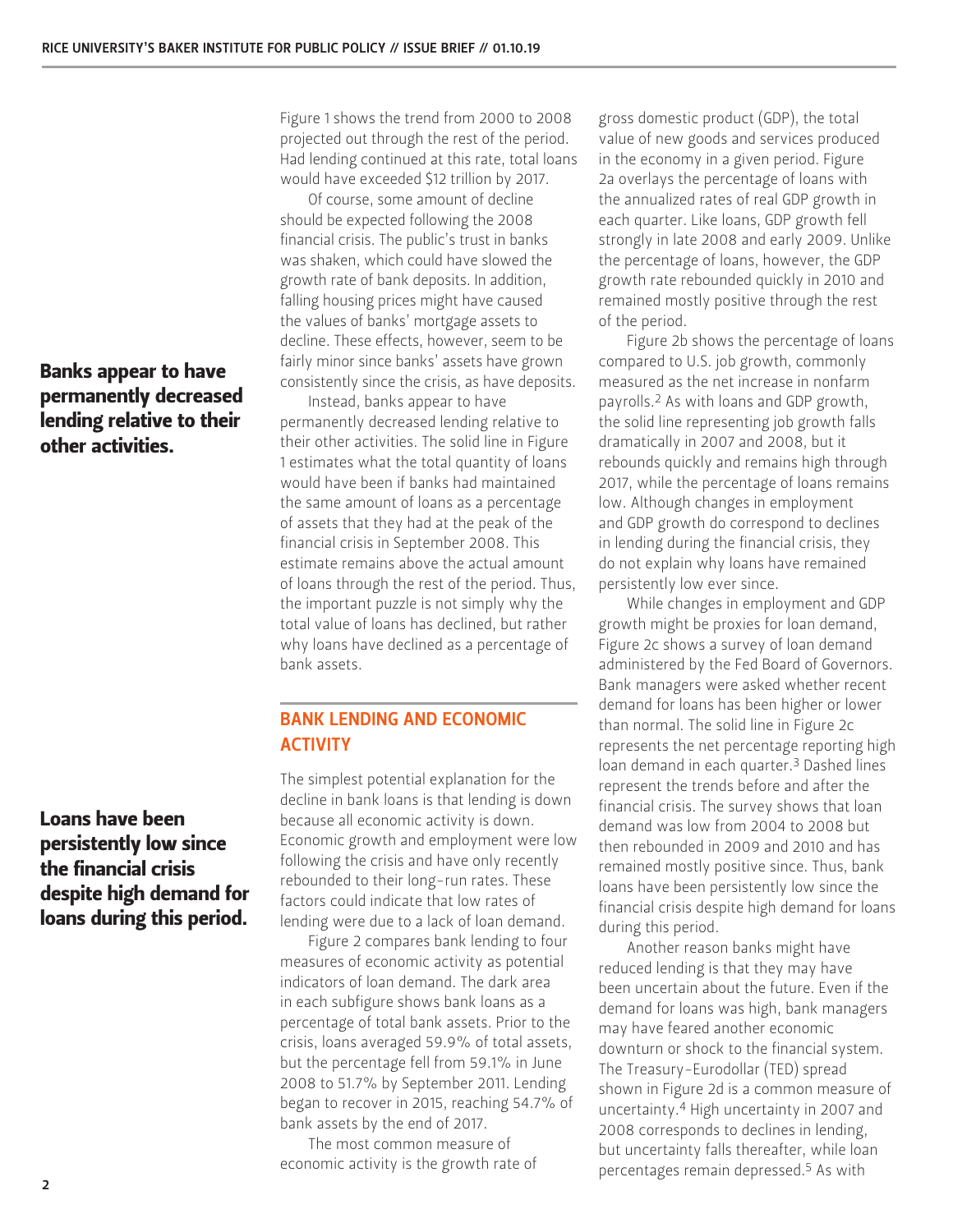Figure 1 shows the trend from 2000 to 2008 projected out through the rest of the period. Had lending continued at this rate, total loans would have exceeded $12 trillion by 2017.

Of course, some amount of decline should be expected following the 2008 financial crisis. The public's trust in banks was shaken, which could have slowed the growth rate of bank deposits. In addition, falling housing prices might have caused the values of banks' mortgage assets to decline. These effects, however, seem to be fairly minor since banks' assets have grown consistently since the crisis, as have deposits.

**Banks appear to have permanently decreased lending relative to their other activities.**

Instead, banks appear to have permanently decreased lending relative to their other activities. The solid line in Figure 1 estimates what the total quantity of loans would have been if banks had maintained the same amount of loans as a percentage of assets that they had at the peak of the financial crisis in September 2008. This estimate remains above the actual amount of loans through the rest of the period. Thus, the important puzzle is not simply why the total value of loans has declined, but rather why loans have declined as a percentage of bank assets.

## BANK LENDING AND ECONOMIC ACTIVITY

The simplest potential explanation for the decline in bank loans is that lending is down because all economic activity is down. Economic growth and employment were low following the crisis and have only recently rebounded to their long-run rates. These factors could indicate that low rates of lending were due to a lack of loan demand.

**Loans have been persistently low since the financial crisis despite high demand for loans during this period.**

Figure 2 compares bank lending to four measures of economic activity as potential indicators of loan demand. The dark area in each subfigure shows bank loans as a percentage of total bank assets. Prior to the crisis, loans averaged 59.9% of total assets, but the percentage fell from 59.1% in June 2008 to 51.7% by September 2011. Lending began to recover in 2015, reaching 54.7% of bank assets by the end of 2017.

The most common measure of economic activity is the growth rate of gross domestic product (GDP), the total value of new goods and services produced in the economy in a given period. Figure 2a overlays the percentage of loans with the annualized rates of real GDP growth in each quarter. Like loans, GDP growth fell strongly in late 2008 and early 2009. Unlike the percentage of loans, however, the GDP growth rate rebounded quickly in 2010 and remained mostly positive through the rest of the period.

Figure 2b shows the percentage of loans compared to U.S. job growth, commonly measured as the net increase in nonfarm payrolls.[2] As with loans and GDP growth, the solid line representing job growth falls dramatically in 2007 and 2008, but it rebounds quickly and remains high through 2017, while the percentage of loans remains low. Although changes in employment and GDP growth do correspond to declines in lending during the financial crisis, they do not explain why loans have remained persistently low ever since.

While changes in employment and GDP growth might be proxies for loan demand, Figure 2c shows a survey of loan demand administered by the Fed Board of Governors. Bank managers were asked whether recent demand for loans has been higher or lower than normal. The solid line in Figure 2c represents the net percentage reporting high loan demand in each quarter.[3] Dashed lines represent the trends before and after the financial crisis. The survey shows that loan demand was low from 2004 to 2008 but then rebounded in 2009 and 2010 and has remained mostly positive since. Thus, bank loans have been persistently low since the financial crisis despite high demand for loans during this period.

Another reason banks might have reduced lending is that they may have been uncertain about the future. Even if the demand for loans was high, bank managers may have feared another economic downturn or shock to the financial system. The Treasury-Eurodollar (TED) spread shown in Figure 2d is a common measure of uncertainty.[4] High uncertainty in 2007 and 2008 corresponds to declines in lending, but uncertainty falls thereafter, while loan percentages remain depressed.[5] As with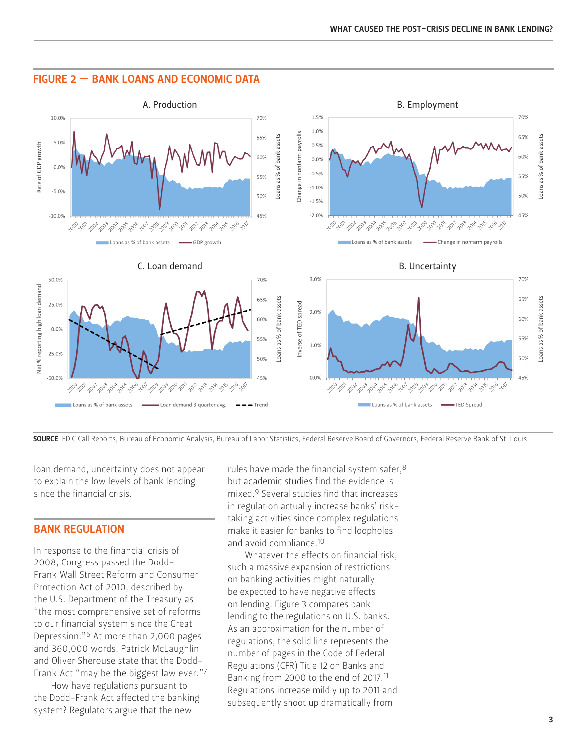## FIGURE 2 — BANK LOANS AND ECONOMIC DATA

A. Production

B. Employment

C. Loan demand

B. Uncertainty

**SOURCE** FDIC Call Reports, Bureau of Economic Analysis, Bureau of Labor Statistics, Federal Reserve Board of Governors, Federal Reserve Bank of St. Louis

loan demand, uncertainty does not appear to explain the low levels of bank lending since the financial crisis.

## BANK REGULATION

In response to the financial crisis of 2008, Congress passed the Dodd-Frank Wall Street Reform and Consumer Protection Act of 2010, described by the U.S. Department of the Treasury as "the most comprehensive set of reforms to our financial system since the Great Depression."[6] At more than 2,000 pages and 360,000 words, Patrick McLaughlin and Oliver Sherouse state that the Dodd-Frank Act "may be the biggest law ever."[7]

How have regulations pursuant to the Dodd-Frank Act affected the banking system? Regulators argue that the new rules have made the financial system safer,[8] but academic studies find the evidence is mixed.[9] Several studies find that increases in regulation actually increase banks' risk-taking activities since complex regulations make it easier for banks to find loopholes and avoid compliance.[10]

Whatever the effects on financial risk, such a massive expansion of restrictions on banking activities might naturally be expected to have negative effects on lending. Figure 3 compares bank lending to the regulations on U.S. banks. As an approximation for the number of regulations, the solid line represents the number of pages in the Code of Federal Regulations (CFR) Title 12 on Banks and Banking from 2000 to the end of 2017.[11] Regulations increase mildly up to 2011 and subsequently shoot up dramatically from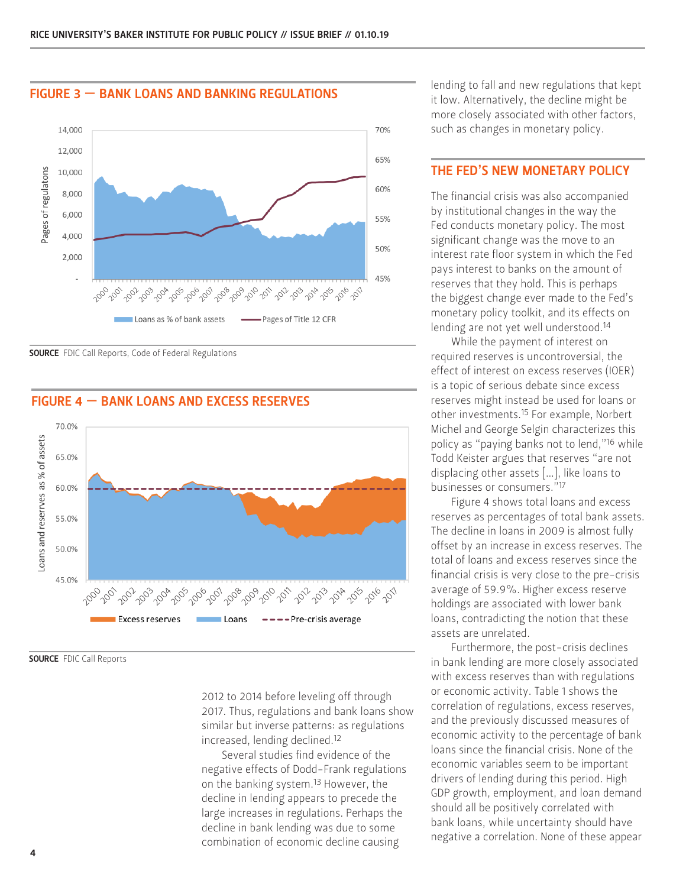## FIGURE 3 — BANK LOANS AND BANKING REGULATIONS

SOURCE FDIC Call Reports, Code of Federal Regulations

## FIGURE 4 — BANK LOANS AND EXCESS RESERVES

SOURCE FDIC Call Reports

2012 to 2014 before leveling off through 2017. Thus, regulations and bank loans show similar but inverse patterns: as regulations increased, lending declined.[12]

Several studies find evidence of the negative effects of Dodd-Frank regulations on the banking system.[13] However, the decline in lending appears to precede the large increases in regulations. Perhaps the decline in bank lending was due to some combination of economic decline causing lending to fall and new regulations that kept it low. Alternatively, the decline might be more closely associated with other factors, such as changes in monetary policy.

## THE FED'S NEW MONETARY POLICY

The financial crisis was also accompanied by institutional changes in the way the Fed conducts monetary policy. The most significant change was the move to an interest rate floor system in which the Fed pays interest to banks on the amount of reserves that they hold. This is perhaps the biggest change ever made to the Fed's monetary policy toolkit, and its effects on lending are not yet well understood.[14]

While the payment of interest on required reserves is uncontroversial, the effect of interest on excess reserves (IOER) is a topic of serious debate since excess reserves might instead be used for loans or other investments.[15] For example, Norbert Michel and George Selgin characterizes this policy as "paying banks not to lend,"[16] while Todd Keister argues that reserves "are not displacing other assets […], like loans to businesses or consumers."[17]

Figure 4 shows total loans and excess reserves as percentages of total bank assets. The decline in loans in 2009 is almost fully offset by an increase in excess reserves. The total of loans and excess reserves since the financial crisis is very close to the pre-crisis average of 59.9%. Higher excess reserve holdings are associated with lower bank loans, contradicting the notion that these assets are unrelated.

Furthermore, the post-crisis declines in bank lending are more closely associated with excess reserves than with regulations or economic activity. Table 1 shows the correlation of regulations, excess reserves, and the previously discussed measures of economic activity to the percentage of bank loans since the financial crisis. None of the economic variables seem to be important drivers of lending during this period. High GDP growth, employment, and loan demand should all be positively correlated with bank loans, while uncertainty should have negative a correlation. None of these appear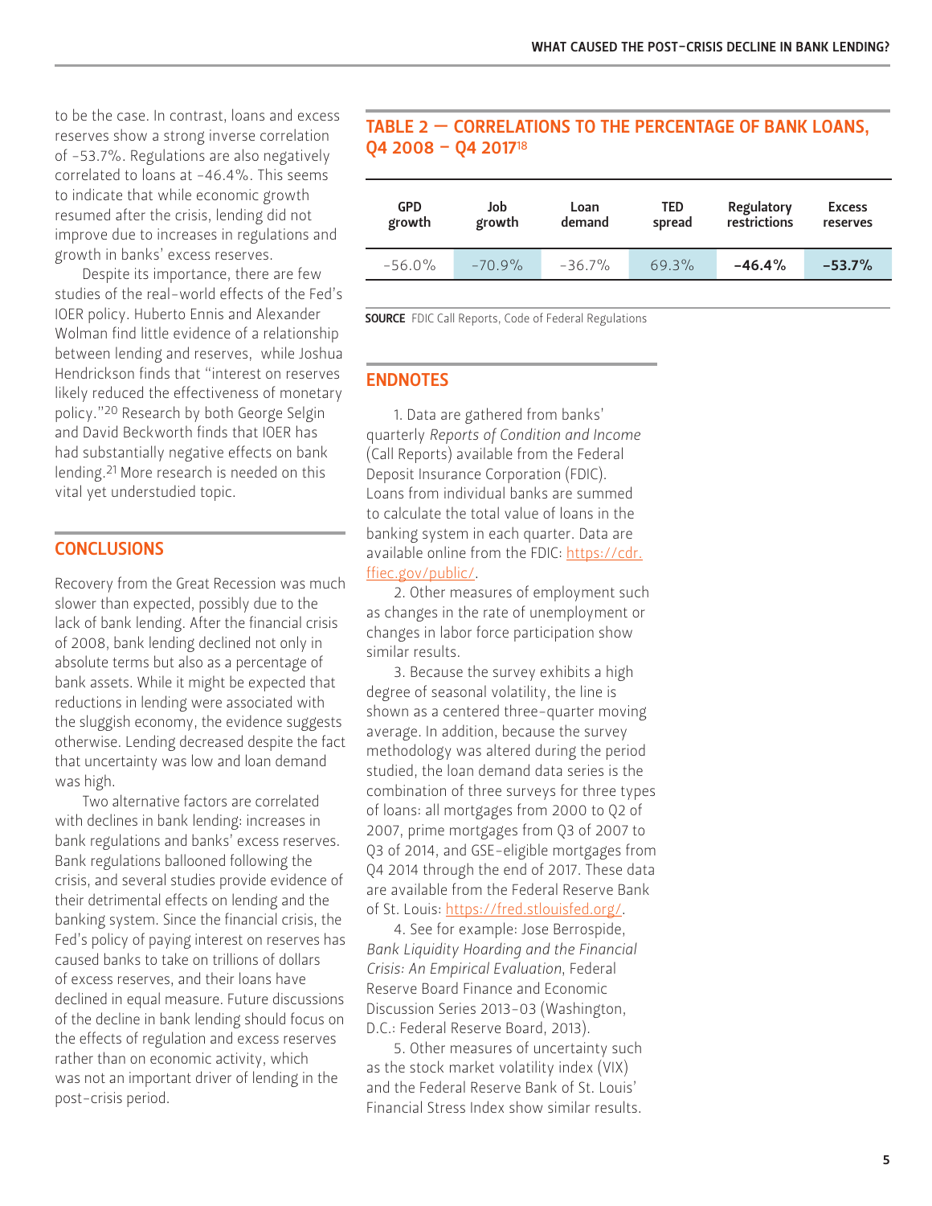to be the case. In contrast, loans and excess reserves show a strong inverse correlation of -53.7%. Regulations are also negatively correlated to loans at -46.4%. This seems to indicate that while economic growth resumed after the crisis, lending did not improve due to increases in regulations and growth in banks' excess reserves.

Despite its importance, there are few studies of the real-world effects of the Fed's IOER policy. Huberto Ennis and Alexander Wolman find little evidence of a relationship between lending and reserves, while Joshua Hendrickson finds that "interest on reserves likely reduced the effectiveness of monetary policy."[20] Research by both George Selgin and David Beckworth finds that IOER has had substantially negative effects on bank lending.[21] More research is needed on this vital yet understudied topic.

## CONCLUSIONS

Recovery from the Great Recession was much slower than expected, possibly due to the lack of bank lending. After the financial crisis of 2008, bank lending declined not only in absolute terms but also as a percentage of bank assets. While it might be expected that reductions in lending were associated with the sluggish economy, the evidence suggests otherwise. Lending decreased despite the fact that uncertainty was low and loan demand was high.

Two alternative factors are correlated with declines in bank lending: increases in bank regulations and banks' excess reserves. Bank regulations ballooned following the crisis, and several studies provide evidence of their detrimental effects on lending and the banking system. Since the financial crisis, the Fed's policy of paying interest on reserves has caused banks to take on trillions of dollars of excess reserves, and their loans have declined in equal measure. Future discussions of the decline in bank lending should focus on the effects of regulation and excess reserves rather than on economic activity, which was not an important driver of lending in the post-crisis period.

## TABLE 2 — CORRELATIONS TO THE PERCENTAGE OF BANK LOANS, Q4 2008 – Q4 2017[18]

| GPD growth | Job growth | Loan demand | TED spread | Regulatory restrictions | Excess reserves |
|---|---|---|---|---|---|
| -56.0% | -70.9% | -36.7% | 69.3% | **-46.4%** | **-53.7%** |

**SOURCE** FDIC Call Reports, Code of Federal Regulations

## ENDNOTES

1. Data are gathered from banks' quarterly *Reports of Condition and Income* (Call Reports) available from the Federal Deposit Insurance Corporation (FDIC). Loans from individual banks are summed to calculate the total value of loans in the banking system in each quarter. Data are available online from the FDIC: https://cdr.ffiec.gov/public/.

2. Other measures of employment such as changes in the rate of unemployment or changes in labor force participation show similar results.

3. Because the survey exhibits a high degree of seasonal volatility, the line is shown as a centered three-quarter moving average. In addition, because the survey methodology was altered during the period studied, the loan demand data series is the combination of three surveys for three types of loans: all mortgages from 2000 to Q2 of 2007, prime mortgages from Q3 of 2007 to Q3 of 2014, and GSE-eligible mortgages from Q4 2014 through the end of 2017. These data are available from the Federal Reserve Bank of St. Louis: https://fred.stlouisfed.org/.

4. See for example: Jose Berrospide, *Bank Liquidity Hoarding and the Financial Crisis: An Empirical Evaluation*, Federal Reserve Board Finance and Economic Discussion Series 2013-03 (Washington, D.C.: Federal Reserve Board, 2013).

5. Other measures of uncertainty such as the stock market volatility index (VIX) and the Federal Reserve Bank of St. Louis' Financial Stress Index show similar results.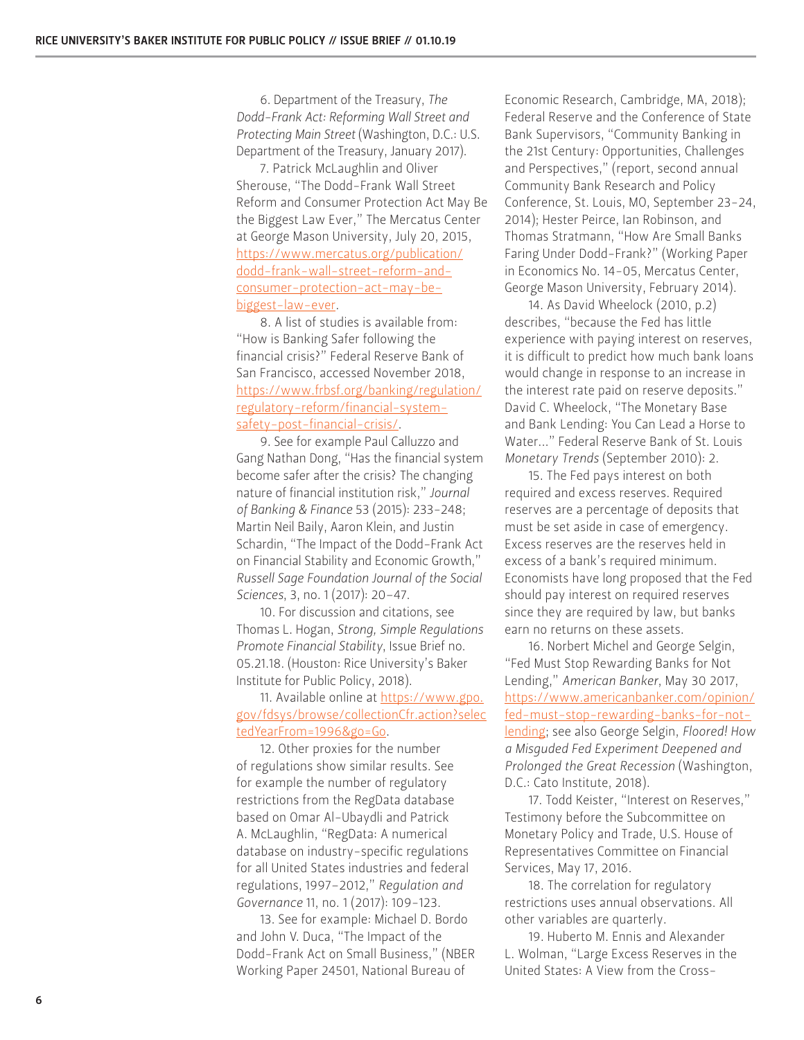6. Department of the Treasury, *The Dodd-Frank Act: Reforming Wall Street and Protecting Main Street* (Washington, D.C.: U.S. Department of the Treasury, January 2017).

7. Patrick McLaughlin and Oliver Sherouse, "The Dodd-Frank Wall Street Reform and Consumer Protection Act May Be the Biggest Law Ever," The Mercatus Center at George Mason University, July 20, 2015, https://www.mercatus.org/publication/dodd-frank-wall-street-reform-and-consumer-protection-act-may-be-biggest-law-ever.

8. A list of studies is available from: "How is Banking Safer following the financial crisis?" Federal Reserve Bank of San Francisco, accessed November 2018, https://www.frbsf.org/banking/regulation/regulatory-reform/financial-system-safety-post-financial-crisis/.

9. See for example Paul Calluzzo and Gang Nathan Dong, "Has the financial system become safer after the crisis? The changing nature of financial institution risk," *Journal of Banking & Finance* 53 (2015): 233–248; Martin Neil Baily, Aaron Klein, and Justin Schardin, "The Impact of the Dodd-Frank Act on Financial Stability and Economic Growth," *Russell Sage Foundation Journal of the Social Sciences*, 3, no. 1 (2017): 20–47.

10. For discussion and citations, see Thomas L. Hogan, *Strong, Simple Regulations Promote Financial Stability*, Issue Brief no. 05.21.18. (Houston: Rice University's Baker Institute for Public Policy, 2018).

11. Available online at https://www.gpo.gov/fdsys/browse/collectionCfr.action?selectedYearFrom=1996&go=Go.

12. Other proxies for the number of regulations show similar results. See for example the number of regulatory restrictions from the RegData database based on Omar Al-Ubaydli and Patrick A. McLaughlin, "RegData: A numerical database on industry-specific regulations for all United States industries and federal regulations, 1997–2012," *Regulation and Governance* 11, no. 1 (2017): 109-123.

13. See for example: Michael D. Bordo and John V. Duca, "The Impact of the Dodd-Frank Act on Small Business," (NBER Working Paper 24501, National Bureau of Economic Research, Cambridge, MA, 2018); Federal Reserve and the Conference of State Bank Supervisors, "Community Banking in the 21st Century: Opportunities, Challenges and Perspectives," (report, second annual Community Bank Research and Policy Conference, St. Louis, MO, September 23–24, 2014); Hester Peirce, Ian Robinson, and Thomas Stratmann, "How Are Small Banks Faring Under Dodd-Frank?" (Working Paper in Economics No. 14-05, Mercatus Center, George Mason University, February 2014).

14. As David Wheelock (2010, p.2) describes, "because the Fed has little experience with paying interest on reserves, it is difficult to predict how much bank loans would change in response to an increase in the interest rate paid on reserve deposits." David C. Wheelock, "The Monetary Base and Bank Lending: You Can Lead a Horse to Water..." Federal Reserve Bank of St. Louis *Monetary Trends* (September 2010): 2.

15. The Fed pays interest on both required and excess reserves. Required reserves are a percentage of deposits that must be set aside in case of emergency. Excess reserves are the reserves held in excess of a bank's required minimum. Economists have long proposed that the Fed should pay interest on required reserves since they are required by law, but banks earn no returns on these assets.

16. Norbert Michel and George Selgin, "Fed Must Stop Rewarding Banks for Not Lending," *American Banker*, May 30 2017, https://www.americanbanker.com/opinion/fed-must-stop-rewarding-banks-for-not-lending; see also George Selgin, *Floored! How a Misguded Fed Experiment Deepened and Prolonged the Great Recession* (Washington, D.C.: Cato Institute, 2018).

17. Todd Keister, "Interest on Reserves," Testimony before the Subcommittee on Monetary Policy and Trade, U.S. House of Representatives Committee on Financial Services, May 17, 2016.

18. The correlation for regulatory restrictions uses annual observations. All other variables are quarterly.

19. Huberto M. Ennis and Alexander L. Wolman, "Large Excess Reserves in the United States: A View from the Cross-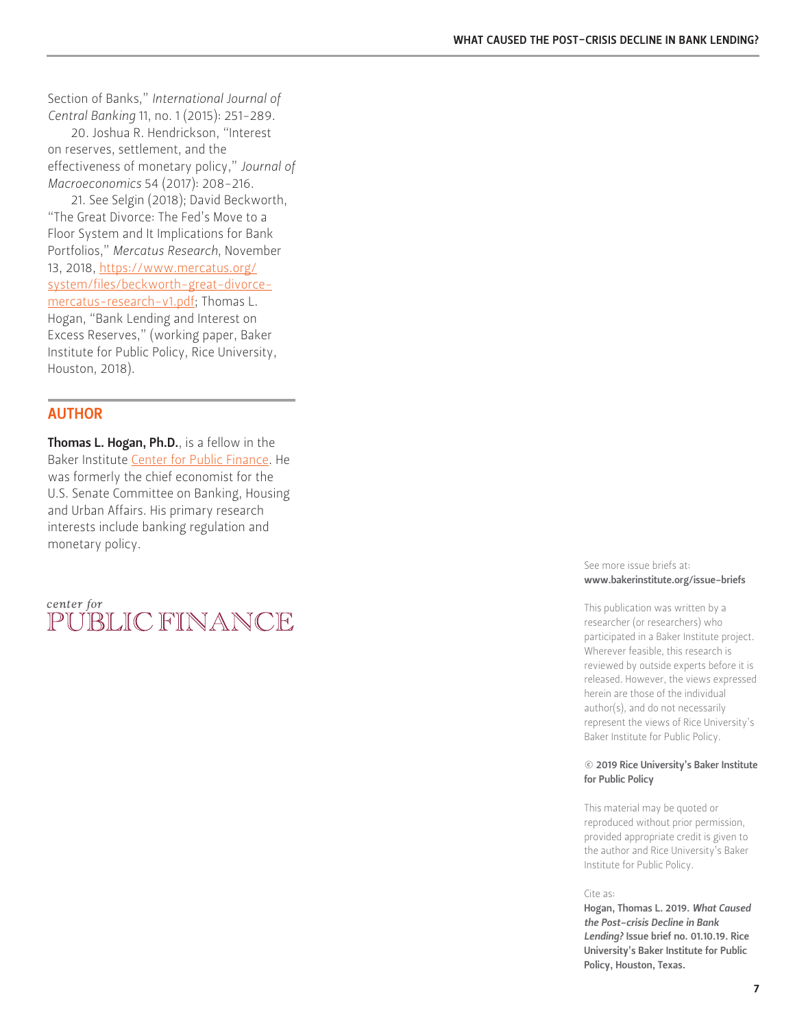Section of Banks," *International Journal of Central Banking* 11, no. 1 (2015): 251–289.

20. Joshua R. Hendrickson, "Interest on reserves, settlement, and the effectiveness of monetary policy," *Journal of Macroeconomics* 54 (2017): 208–216.

21. See Selgin (2018); David Beckworth, "The Great Divorce: The Fed's Move to a Floor System and It Implications for Bank Portfolios," *Mercatus Research*, November 13, 2018, https://www.mercatus.org/system/files/beckworth-great-divorce-mercatus-research-v1.pdf; Thomas L. Hogan, "Bank Lending and Interest on Excess Reserves," (working paper, Baker Institute for Public Policy, Rice University, Houston, 2018).

## AUTHOR

**Thomas L. Hogan, Ph.D.**, is a fellow in the Baker Institute Center for Public Finance. He was formerly the chief economist for the U.S. Senate Committee on Banking, Housing and Urban Affairs. His primary research interests include banking regulation and monetary policy.

center for
PUBLIC FINANCE

See more issue briefs at:
**www.bakerinstitute.org/issue-briefs**

This publication was written by a researcher (or researchers) who participated in a Baker Institute project. Wherever feasible, this research is reviewed by outside experts before it is released. However, the views expressed herein are those of the individual author(s), and do not necessarily represent the views of Rice University's Baker Institute for Public Policy.

**© 2019 Rice University's Baker Institute for Public Policy**

This material may be quoted or reproduced without prior permission, provided appropriate credit is given to the author and Rice University's Baker Institute for Public Policy.

Cite as:
**Hogan, Thomas L. 2019.** ***What Caused the Post-crisis Decline in Bank Lending?*** **Issue brief no. 01.10.19. Rice University's Baker Institute for Public Policy, Houston, Texas.**